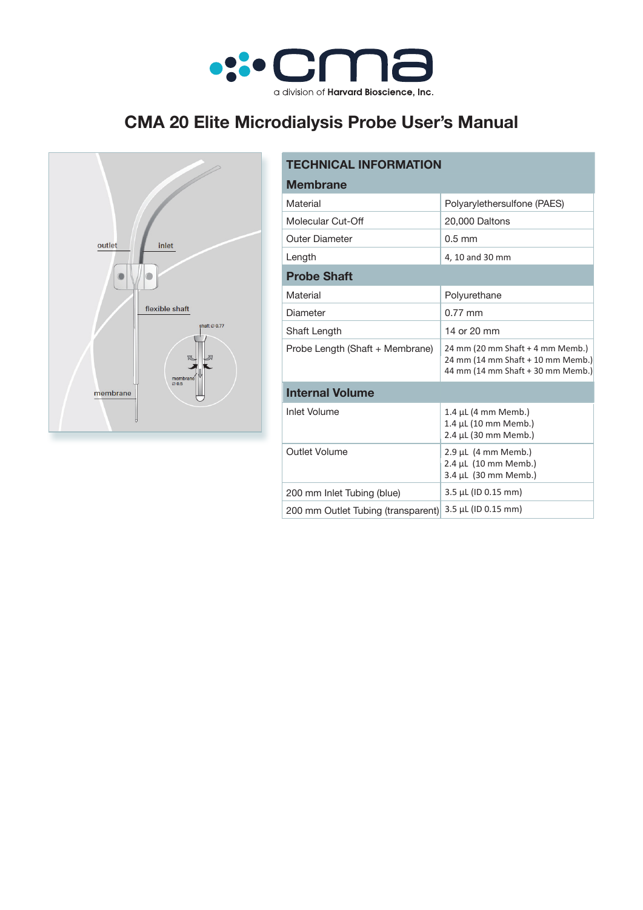cma

a division of **Harvard Bioscience, Inc.**

# CMA 20 Elite Microdialysis Probe User's Manual

outlet
inlet
flexible shaft
shaft ⌀ 0.77
membrane ⌀ 0.5
membrane

| TECHNICAL INFORMATION | |
|---|---|
| **Membrane** | |
| Material | Polyarylethersulfone (PAES) |
| Molecular Cut-Off | 20,000 Daltons |
| Outer Diameter | 0.5 mm |
| Length | 4, 10 and 30 mm |
| **Probe Shaft** | |
| Material | Polyurethane |
| Diameter | 0.77 mm |
| Shaft Length | 14 or 20 mm |
| Probe Length (Shaft + Membrane) | 24 mm (20 mm Shaft + 4 mm Memb.)<br>24 mm (14 mm Shaft + 10 mm Memb.)<br>44 mm (14 mm Shaft + 30 mm Memb.) |
| **Internal Volume** | |
| Inlet Volume | 1.4 µL (4 mm Memb.)<br>1.4 µL (10 mm Memb.)<br>2.4 µL (30 mm Memb.) |
| Outlet Volume | 2.9 µL (4 mm Memb.)<br>2.4 µL (10 mm Memb.)<br>3.4 µL (30 mm Memb.) |
| 200 mm Inlet Tubing (blue) | 3.5 µL (ID 0.15 mm) |
| 200 mm Outlet Tubing (transparent) | 3.5 µL (ID 0.15 mm) |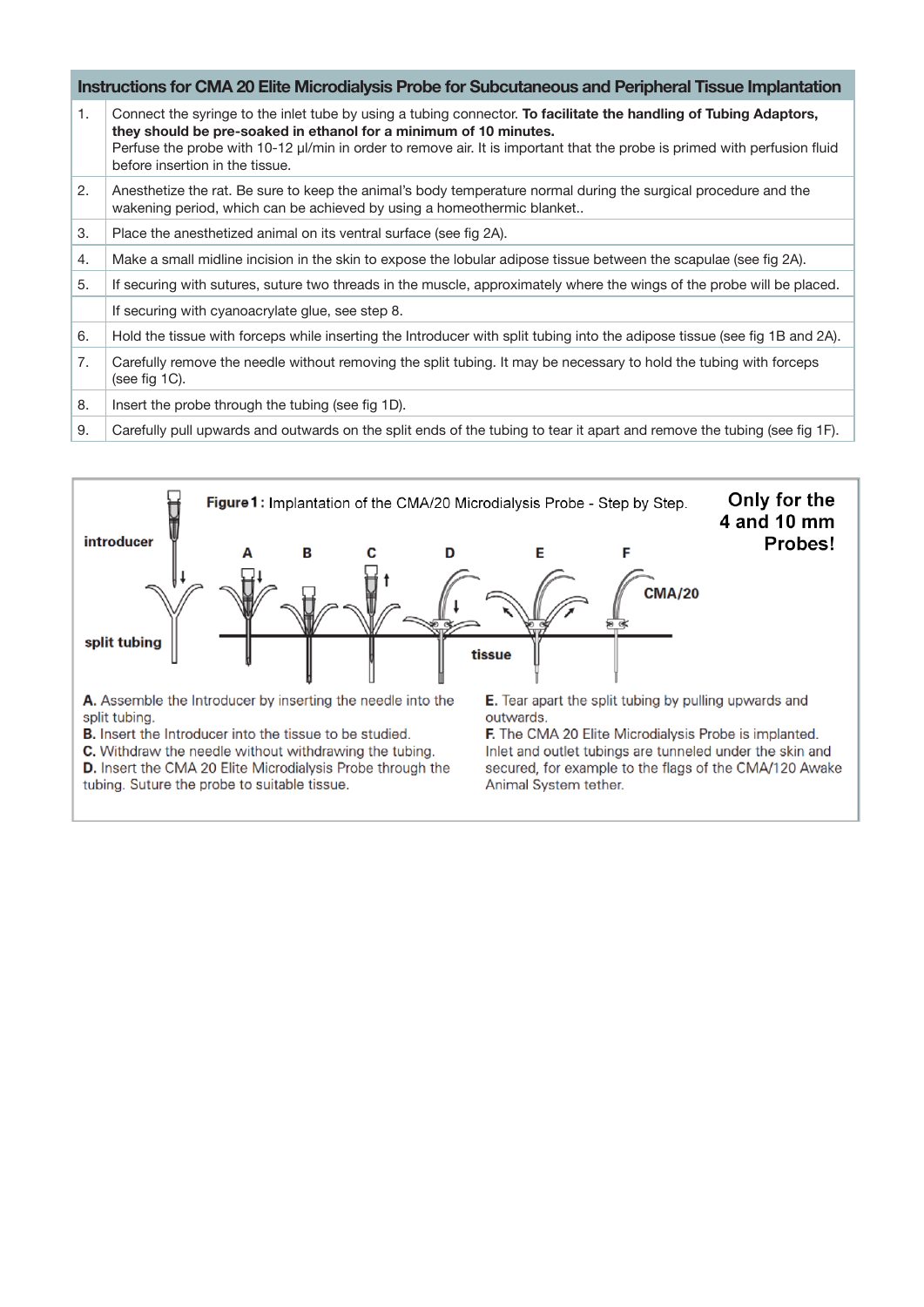| Instructions for CMA 20 Elite Microdialysis Probe for Subcutaneous and Peripheral Tissue Implantation | |
|---|---|
| 1. | Connect the syringe to the inlet tube by using a tubing connector. **To facilitate the handling of Tubing Adaptors, they should be pre-soaked in ethanol for a minimum of 10 minutes.** Perfuse the probe with 10-12 µl/min in order to remove air. It is important that the probe is primed with perfusion fluid before insertion in the tissue. |
| 2. | Anesthetize the rat. Be sure to keep the animal's body temperature normal during the surgical procedure and the wakening period, which can be achieved by using a homeothermic blanket.. |
| 3. | Place the anesthetized animal on its ventral surface (see fig 2A). |
| 4. | Make a small midline incision in the skin to expose the lobular adipose tissue between the scapulae (see fig 2A). |
| 5. | If securing with sutures, suture two threads in the muscle, approximately where the wings of the probe will be placed. |
| | If securing with cyanoacrylate glue, see step 8. |
| 6. | Hold the tissue with forceps while inserting the Introducer with split tubing into the adipose tissue (see fig 1B and 2A). |
| 7. | Carefully remove the needle without removing the split tubing. It may be necessary to hold the tubing with forceps (see fig 1C). |
| 8. | Insert the probe through the tubing (see fig 1D). |
| 9. | Carefully pull upwards and outwards on the split ends of the tubing to tear it apart and remove the tubing (see fig 1F). |

**Figure 1:** Implantation of the CMA/20 Microdialysis Probe - Step by Step.

**Only for the 4 and 10 mm Probes!**

introducer

split tubing

A B C D E F

CMA/20

tissue

**A.** Assemble the Introducer by inserting the needle into the split tubing.
**B.** Insert the Introducer into the tissue to be studied.
**C.** Withdraw the needle without withdrawing the tubing.
**D.** Insert the CMA 20 Elite Microdialysis Probe through the tubing. Suture the probe to suitable tissue.
**E.** Tear apart the split tubing by pulling upwards and outwards.
**F.** The CMA 20 Elite Microdialysis Probe is implanted. Inlet and outlet tubings are tunneled under the skin and secured, for example to the flags of the CMA/120 Awake Animal System tether.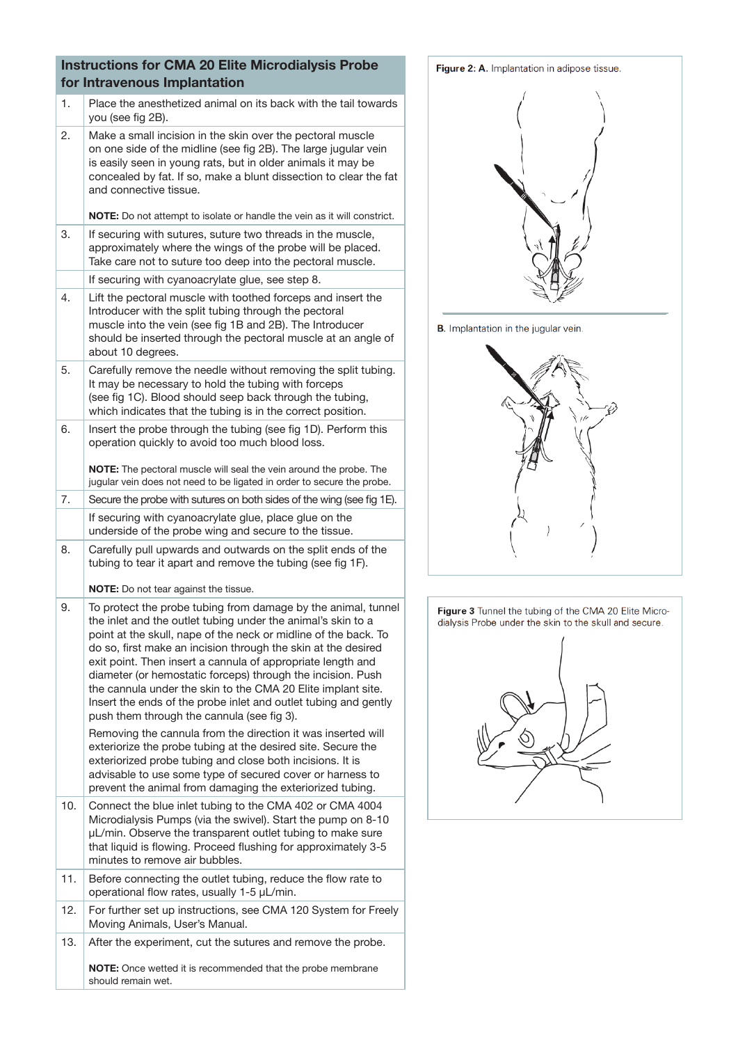## Instructions for CMA 20 Elite Microdialysis Probe for Intravenous Implantation

| | |
|---|---|
| 1. | Place the anesthetized animal on its back with the tail towards you (see fig 2B). |
| 2. | Make a small incision in the skin over the pectoral muscle on one side of the midline (see fig 2B). The large jugular vein is easily seen in young rats, but in older animals it may be concealed by fat. If so, make a blunt dissection to clear the fat and connective tissue.<br><br>**NOTE:** Do not attempt to isolate or handle the vein as it will constrict. |
| 3. | If securing with sutures, suture two threads in the muscle, approximately where the wings of the probe will be placed. Take care not to suture too deep into the pectoral muscle. |
| | If securing with cyanoacrylate glue, see step 8. |
| 4. | Lift the pectoral muscle with toothed forceps and insert the Introducer with the split tubing through the pectoral muscle into the vein (see fig 1B and 2B). The Introducer should be inserted through the pectoral muscle at an angle of about 10 degrees. |
| 5. | Carefully remove the needle without removing the split tubing. It may be necessary to hold the tubing with forceps (see fig 1C). Blood should seep back through the tubing, which indicates that the tubing is in the correct position. |
| 6. | Insert the probe through the tubing (see fig 1D). Perform this operation quickly to avoid too much blood loss.<br><br>**NOTE:** The pectoral muscle will seal the vein around the probe. The jugular vein does not need to be ligated in order to secure the probe. |
| 7. | Secure the probe with sutures on both sides of the wing (see fig 1E). |
| | If securing with cyanoacrylate glue, place glue on the underside of the probe wing and secure to the tissue. |
| 8. | Carefully pull upwards and outwards on the split ends of the tubing to tear it apart and remove the tubing (see fig 1F).<br><br>**NOTE:** Do not tear against the tissue. |
| 9. | To protect the probe tubing from damage by the animal, tunnel the inlet and the outlet tubing under the animal's skin to a point at the skull, nape of the neck or midline of the back. To do so, first make an incision through the skin at the desired exit point. Then insert a cannula of appropriate length and diameter (or hemostatic forceps) through the incision. Push the cannula under the skin to the CMA 20 Elite implant site. Insert the ends of the probe inlet and outlet tubing and gently push them through the cannula (see fig 3).<br><br>Removing the cannula from the direction it was inserted will exteriorize the probe tubing at the desired site. Secure the exteriorized probe tubing and close both incisions. It is advisable to use some type of secured cover or harness to prevent the animal from damaging the exteriorized tubing. |
| 10. | Connect the blue inlet tubing to the CMA 402 or CMA 4004 Microdialysis Pumps (via the swivel). Start the pump on 8-10 µL/min. Observe the transparent outlet tubing to make sure that liquid is flowing. Proceed flushing for approximately 3-5 minutes to remove air bubbles. |
| 11. | Before connecting the outlet tubing, reduce the flow rate to operational flow rates, usually 1-5 µL/min. |
| 12. | For further set up instructions, see CMA 120 System for Freely Moving Animals, User's Manual. |
| 13. | After the experiment, cut the sutures and remove the probe.<br><br>**NOTE:** Once wetted it is recommended that the probe membrane should remain wet. |

**Figure 2: A.** Implantation in adipose tissue.

**B.** Implantation in the jugular vein.

**Figure 3** Tunnel the tubing of the CMA 20 Elite Microdialysis Probe under the skin to the skull and secure.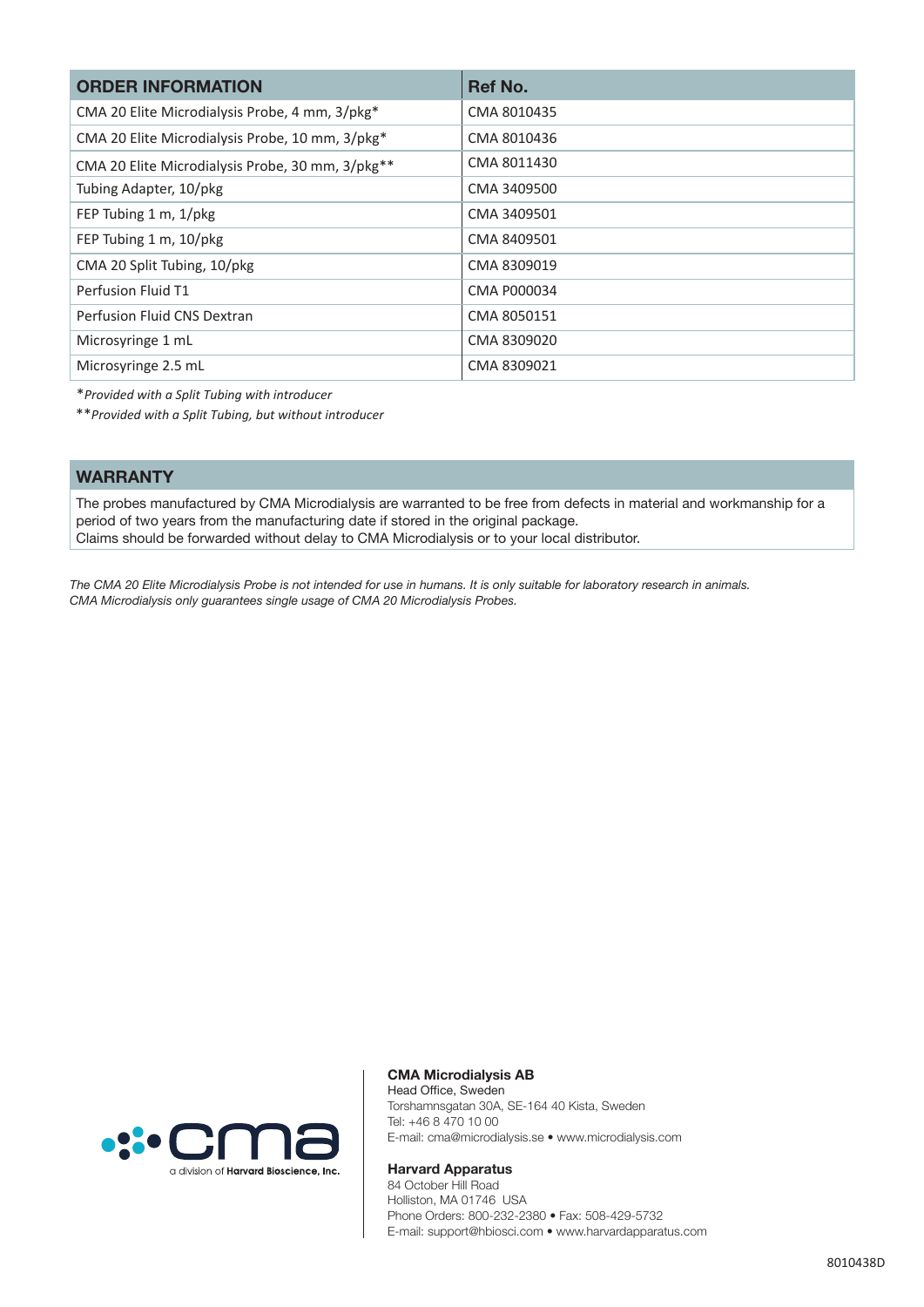| ORDER INFORMATION | Ref No. |
|---|---|
| CMA 20 Elite Microdialysis Probe, 4 mm, 3/pkg* | CMA 8010435 |
| CMA 20 Elite Microdialysis Probe, 10 mm, 3/pkg* | CMA 8010436 |
| CMA 20 Elite Microdialysis Probe, 30 mm, 3/pkg** | CMA 8011430 |
| Tubing Adapter, 10/pkg | CMA 3409500 |
| FEP Tubing 1 m, 1/pkg | CMA 3409501 |
| FEP Tubing 1 m, 10/pkg | CMA 8409501 |
| CMA 20 Split Tubing, 10/pkg | CMA 8309019 |
| Perfusion Fluid T1 | CMA P000034 |
| Perfusion Fluid CNS Dextran | CMA 8050151 |
| Microsyringe 1 mL | CMA 8309020 |
| Microsyringe 2.5 mL | CMA 8309021 |

**Provided with a Split Tubing with introducer*

***Provided with a Split Tubing, but without introducer*

## WARRANTY

The probes manufactured by CMA Microdialysis are warranted to be free from defects in material and workmanship for a period of two years from the manufacturing date if stored in the original package.
Claims should be forwarded without delay to CMA Microdialysis or to your local distributor.

*The CMA 20 Elite Microdialysis Probe is not intended for use in humans. It is only suitable for laboratory research in animals.*
*CMA Microdialysis only guarantees single usage of CMA 20 Microdialysis Probes.*

cma
a division of **Harvard Bioscience, Inc.**

**CMA Microdialysis AB**
Head Office, Sweden
Torshamnsgatan 30A, SE-164 40 Kista, Sweden
Tel: +46 8 470 10 00
E-mail: cma@microdialysis.se • www.microdialysis.com

**Harvard Apparatus**
84 October Hill Road
Holliston, MA 01746 USA
Phone Orders: 800-232-2380 • Fax: 508-429-5732
E-mail: support@hbiosci.com • www.harvardapparatus.com

8010438D